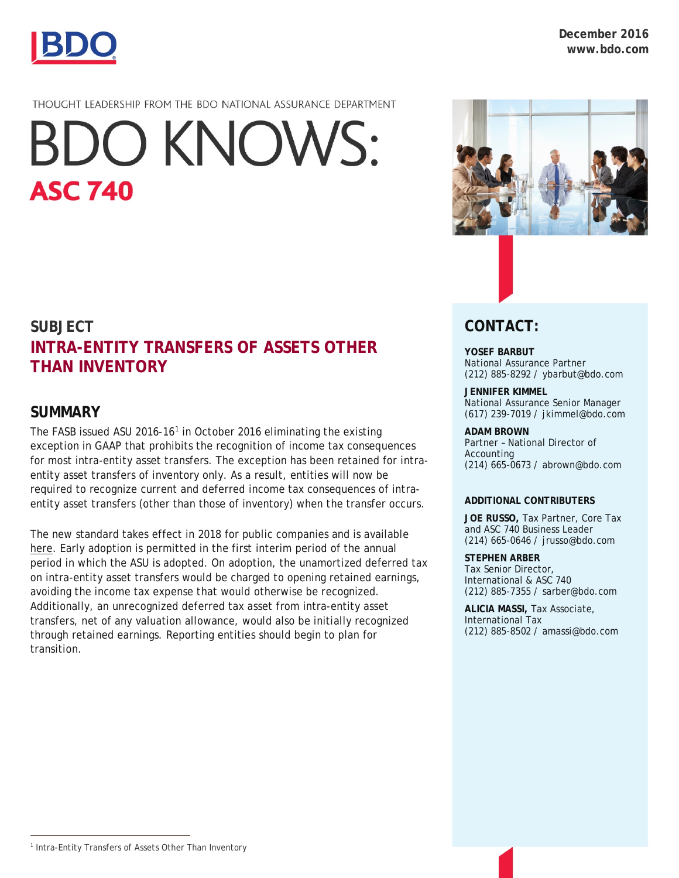December 2016
www.bdo.com

THOUGHT LEADERSHIP FROM THE BDO NATIONAL ASSURANCE DEPARTMENT

# BDO KNOWS: ASC 740

## SUBJECT

## INTRA-ENTITY TRANSFERS OF ASSETS OTHER THAN INVENTORY

## SUMMARY

The FASB issued ASU 2016-16[1] in October 2016 eliminating the existing exception in GAAP that prohibits the recognition of income tax consequences for most intra-entity asset transfers. The exception has been retained for intra-entity asset transfers of inventory only. As a result, entities will now be required to recognize current and deferred income tax consequences of intra-entity asset transfers (other than those of inventory) when the transfer occurs.

The new standard takes effect in 2018 for public companies and is available here. Early adoption is permitted in the first interim period of the annual period in which the ASU is adopted. On adoption, the unamortized deferred tax on intra-entity asset transfers would be charged to opening retained earnings, avoiding the income tax expense that would otherwise be recognized. Additionally, an unrecognized deferred tax asset from intra-entity asset transfers, net of any valuation allowance, would also be initially recognized through retained earnings. Reporting entities should begin to plan for transition.

## CONTACT:

**YOSEF BARBUT**
National Assurance Partner
(212) 885-8292 / ybarbut@bdo.com

**JENNIFER KIMMEL**
National Assurance Senior Manager
(617) 239-7019 / jkimmel@bdo.com

**ADAM BROWN**
Partner – National Director of Accounting
(214) 665-0673 / abrown@bdo.com

**ADDITIONAL CONTRIBUTERS**

**JOE RUSSO,** Tax Partner, Core Tax and ASC 740 Business Leader
(214) 665-0646 / jrusso@bdo.com

**STEPHEN ARBER**
Tax Senior Director, International & ASC 740
(212) 885-7355 / sarber@bdo.com

**ALICIA MASSI,** Tax Associate, International Tax
(212) 885-8502 / amassi@bdo.com

[1] Intra-Entity Transfers of Assets Other Than Inventory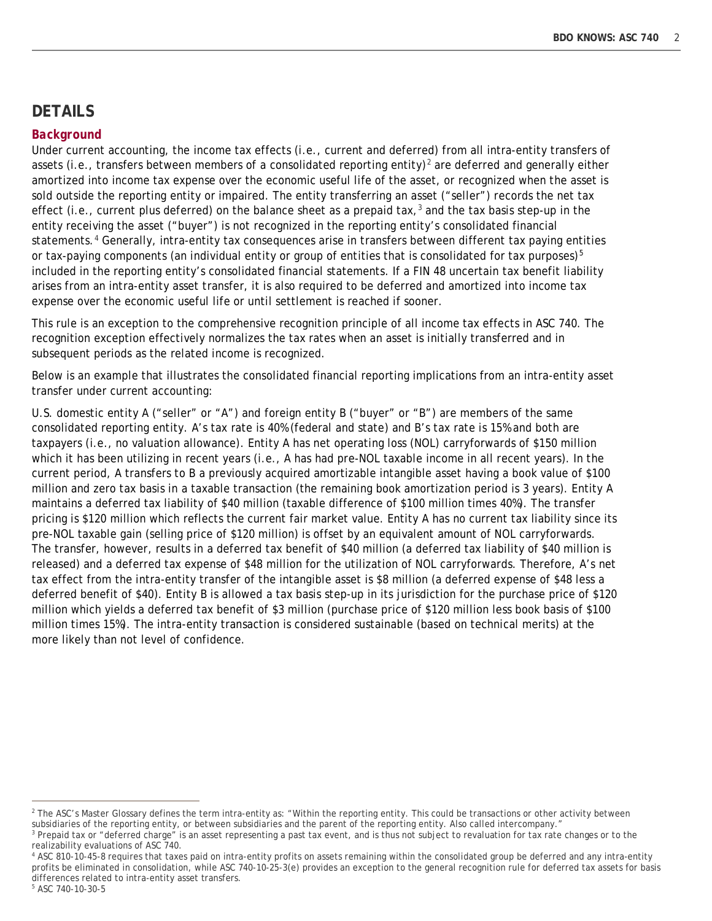## DETAILS

### Background

Under current accounting, the income tax effects (i.e., current and deferred) from all intra-entity transfers of assets (i.e., transfers between members of a consolidated reporting entity)[2] are deferred and generally either amortized into income tax expense over the economic useful life of the asset, or recognized when the asset is sold outside the reporting entity or impaired. The entity transferring an asset ("seller") records the net tax effect (i.e., current plus deferred) on the balance sheet as a prepaid tax,[3] and the tax basis step-up in the entity receiving the asset ("buyer") is not recognized in the reporting entity's consolidated financial statements.[4] Generally, intra-entity tax consequences arise in transfers between different tax paying entities or tax-paying components (an individual entity or group of entities that is consolidated for tax purposes)[5] included in the reporting entity's consolidated financial statements. If a FIN 48 uncertain tax benefit liability arises from an intra-entity asset transfer, it is also required to be deferred and amortized into income tax expense over the economic useful life or until settlement is reached if sooner.

This rule is an exception to the comprehensive recognition principle of all income tax effects in ASC 740. The recognition exception effectively normalizes the tax rates when an asset is initially transferred and in subsequent periods as the related income is recognized.

Below is an example that illustrates the consolidated financial reporting implications from an intra-entity asset transfer under current accounting:

U.S. domestic entity A ("seller" or "A") and foreign entity B ("buyer" or "B") are members of the same consolidated reporting entity. A's tax rate is 40% (federal and state) and B's tax rate is 15% and both are taxpayers (i.e., no valuation allowance). Entity A has net operating loss (NOL) carryforwards of $150 million which it has been utilizing in recent years (i.e., A has had pre-NOL taxable income in all recent years). In the current period, A transfers to B a previously acquired amortizable intangible asset having a book value of $100 million and zero tax basis in a taxable transaction (the remaining book amortization period is 3 years). Entity A maintains a deferred tax liability of $40 million (taxable difference of $100 million times 40%). The transfer pricing is $120 million which reflects the current fair market value. Entity A has no current tax liability since its pre-NOL taxable gain (selling price of $120 million) is offset by an equivalent amount of NOL carryforwards. The transfer, however, results in a deferred tax benefit of $40 million (a deferred tax liability of $40 million is released) and a deferred tax expense of $48 million for the utilization of NOL carryforwards. Therefore, A's net tax effect from the intra-entity transfer of the intangible asset is $8 million (a deferred expense of $48 less a deferred benefit of $40). Entity B is allowed a tax basis step-up in its jurisdiction for the purchase price of $120 million which yields a deferred tax benefit of $3 million (purchase price of $120 million less book basis of $100 million times 15%). The intra-entity transaction is considered sustainable (based on technical merits) at the more likely than not level of confidence.

---

[2] The ASC's Master Glossary defines the term intra-entity as: "Within the reporting entity. This could be transactions or other activity between subsidiaries of the reporting entity, or between subsidiaries and the parent of the reporting entity. Also called intercompany."

[3] Prepaid tax or "deferred charge" is an asset representing a past tax event, and is thus not subject to revaluation for tax rate changes or to the realizability evaluations of ASC 740.

[4] ASC 810-10-45-8 requires that taxes paid on intra-entity profits on assets remaining within the consolidated group be deferred and any intra-entity profits be eliminated in consolidation, while ASC 740-10-25-3(e) provides an exception to the general recognition rule for deferred tax assets for basis differences related to intra-entity asset transfers.

[5] ASC 740-10-30-5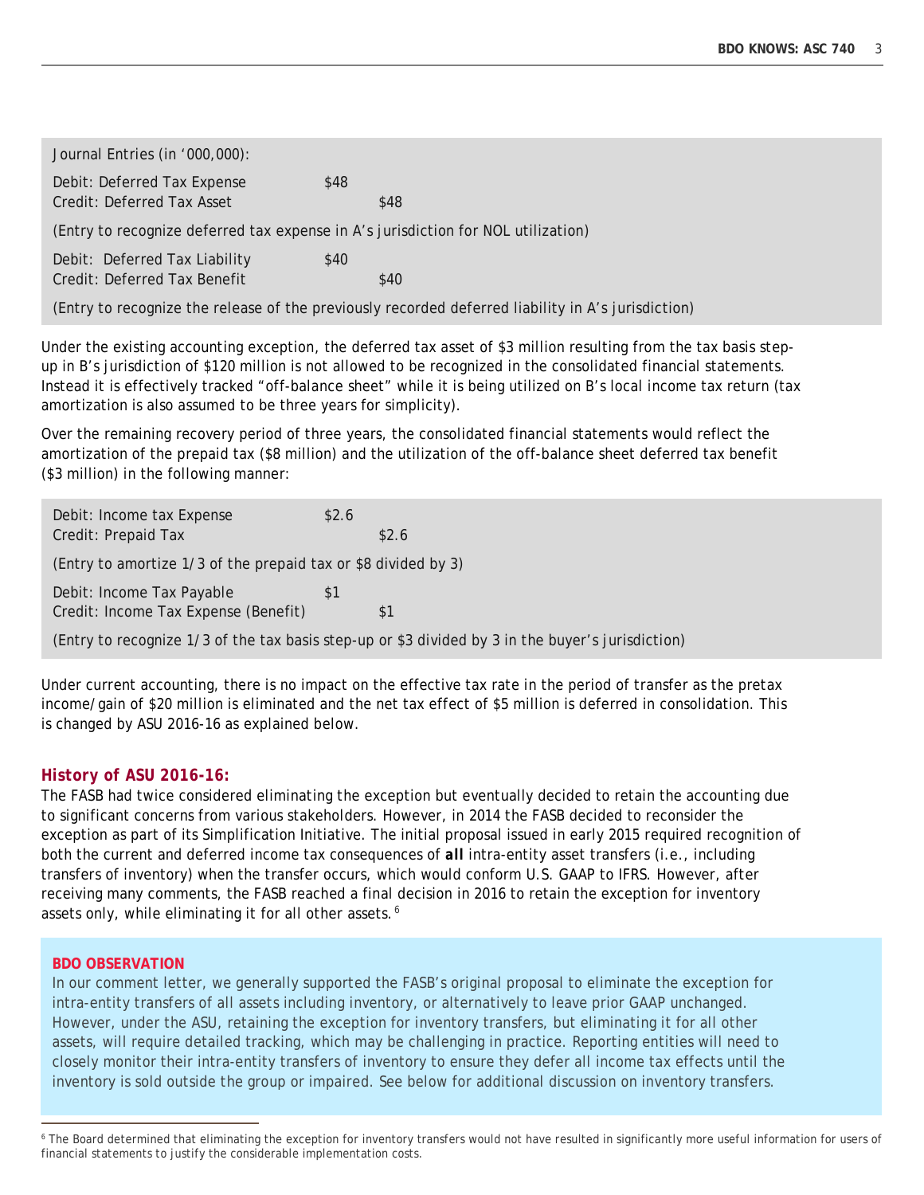Journal Entries (in '000,000):

| | | |
|---|---|---|
| Debit: Deferred Tax Expense | $48 | |
| Credit: Deferred Tax Asset | | $48 |

(Entry to recognize deferred tax expense in A's jurisdiction for NOL utilization)

| | | |
|---|---|---|
| Debit: Deferred Tax Liability | $40 | |
| Credit: Deferred Tax Benefit | | $40 |

(Entry to recognize the release of the previously recorded deferred liability in A's jurisdiction)

Under the existing accounting exception, the deferred tax asset of $3 million resulting from the tax basis step-up in B's jurisdiction of $120 million is not allowed to be recognized in the consolidated financial statements. Instead it is effectively tracked "off-balance sheet" while it is being utilized on B's local income tax return (tax amortization is also assumed to be three years for simplicity).

Over the remaining recovery period of three years, the consolidated financial statements would reflect the amortization of the prepaid tax ($8 million) and the utilization of the off-balance sheet deferred tax benefit ($3 million) in the following manner:

| | | |
|---|---|---|
| Debit: Income tax Expense | $2.6 | |
| Credit: Prepaid Tax | | $2.6 |

(Entry to amortize 1/3 of the prepaid tax or $8 divided by 3)

| | | |
|---|---|---|
| Debit: Income Tax Payable | $1 | |
| Credit: Income Tax Expense (Benefit) | | $1 |

(Entry to recognize 1/3 of the tax basis step-up or $3 divided by 3 in the buyer's jurisdiction)

Under current accounting, there is no impact on the effective tax rate in the period of transfer as the pretax income/gain of $20 million is eliminated and the net tax effect of $5 million is deferred in consolidation. This is changed by ASU 2016-16 as explained below.

### History of ASU 2016-16:

The FASB had twice considered eliminating the exception but eventually decided to retain the accounting due to significant concerns from various stakeholders. However, in 2014 the FASB decided to reconsider the exception as part of its Simplification Initiative. The initial proposal issued in early 2015 required recognition of both the current and deferred income tax consequences of ***all*** intra-entity asset transfers (i.e., including transfers of inventory) when the transfer occurs, which would conform U.S. GAAP to IFRS. However, after receiving many comments, the FASB reached a final decision in 2016 to retain the exception for inventory assets only, while eliminating it for all other assets.[6]

**BDO OBSERVATION**

In our comment letter, we generally supported the FASB's original proposal to eliminate the exception for intra-entity transfers of all assets including inventory, or alternatively to leave prior GAAP unchanged. However, under the ASU, retaining the exception for inventory transfers, but eliminating it for all other assets, will require detailed tracking, which may be challenging in practice. Reporting entities will need to closely monitor their intra-entity transfers of inventory to ensure they defer all income tax effects until the inventory is sold outside the group or impaired. See below for additional discussion on inventory transfers.

---

[6] The Board determined that eliminating the exception for inventory transfers would not have resulted in significantly more useful information for users of financial statements to justify the considerable implementation costs.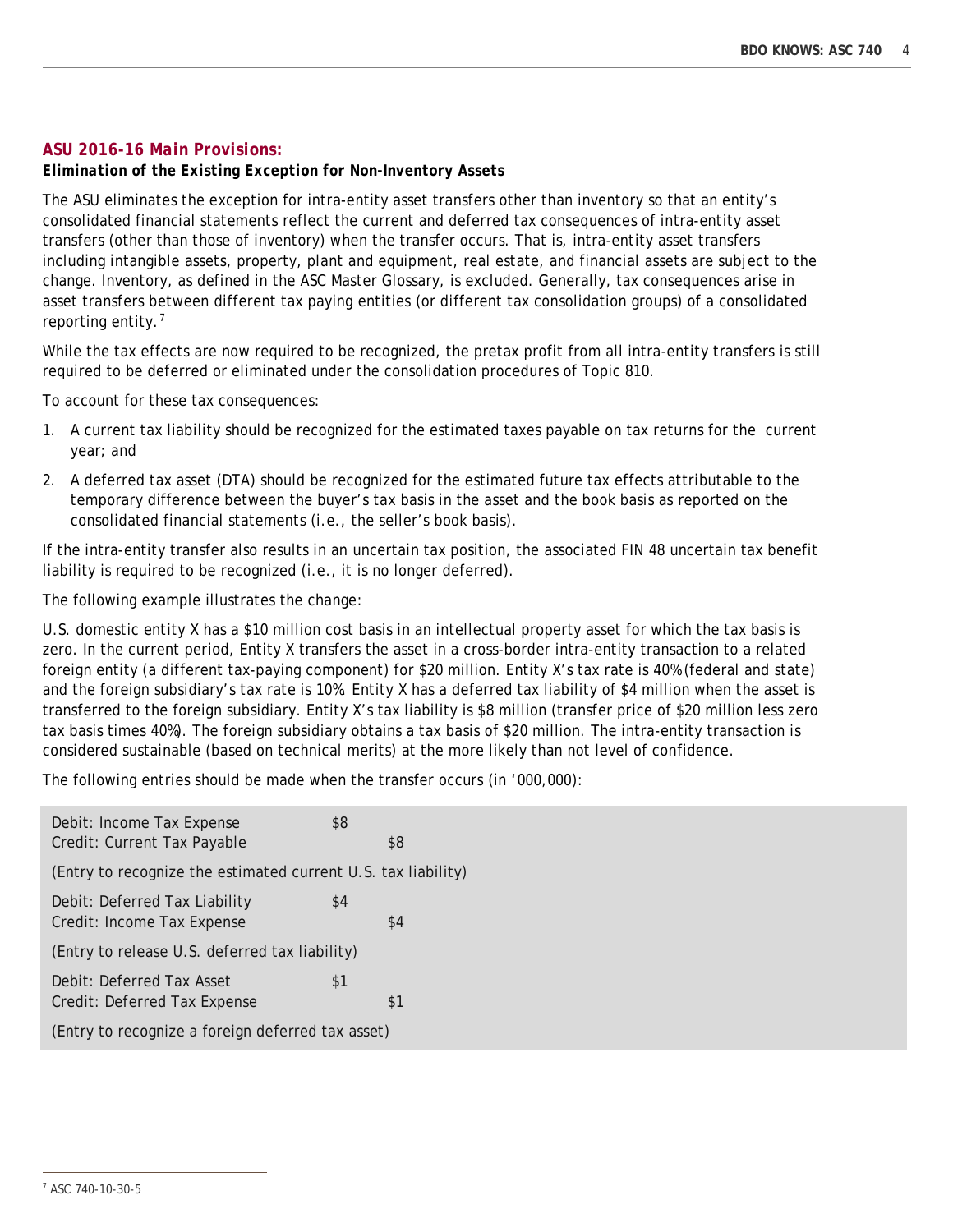## ASU 2016-16 Main Provisions:

### Elimination of the Existing Exception for Non-Inventory Assets

The ASU eliminates the exception for intra-entity asset transfers other than inventory so that an entity's consolidated financial statements reflect the current and deferred tax consequences of intra-entity asset transfers (other than those of inventory) when the transfer occurs. That is, intra-entity asset transfers including intangible assets, property, plant and equipment, real estate, and financial assets are subject to the change. Inventory, as defined in the ASC Master Glossary, is excluded. Generally, tax consequences arise in asset transfers between different tax paying entities (or different tax consolidation groups) of a consolidated reporting entity.[7]

While the tax effects are now required to be recognized, the pretax profit from all intra-entity transfers is still required to be deferred or eliminated under the consolidation procedures of Topic 810.

To account for these tax consequences:

1. A current tax liability should be recognized for the estimated taxes payable on tax returns for the current year; and
2. A deferred tax asset (DTA) should be recognized for the estimated future tax effects attributable to the temporary difference between the buyer's tax basis in the asset and the book basis as reported on the consolidated financial statements (i.e., the seller's book basis).

If the intra-entity transfer also results in an uncertain tax position, the associated FIN 48 uncertain tax benefit liability is required to be recognized (i.e., it is no longer deferred).

The following example illustrates the change:

*U.S. domestic entity X has a $10 million cost basis in an intellectual property asset for which the tax basis is zero. In the current period, Entity X transfers the asset in a cross-border intra-entity transaction to a related foreign entity (a different tax-paying component) for $20 million. Entity X's tax rate is 40% (federal and state) and the foreign subsidiary's tax rate is 10%. Entity X has a deferred tax liability of $4 million when the asset is transferred to the foreign subsidiary. Entity X's tax liability is $8 million (transfer price of $20 million less zero tax basis times 40%). The foreign subsidiary obtains a tax basis of $20 million. The intra-entity transaction is considered sustainable (based on technical merits) at the more likely than not level of confidence.*

The following entries should be made when the transfer occurs (in '000,000):

| | | |
|---|---|---|
| Debit: Income Tax Expense<br>Credit: Current Tax Payable | $8 | <br>$8 |
| (Entry to recognize the estimated current U.S. tax liability) | | |
| Debit: Deferred Tax Liability<br>Credit: Income Tax Expense | $4 | <br>$4 |
| (Entry to release U.S. deferred tax liability) | | |
| Debit: Deferred Tax Asset<br>Credit: Deferred Tax Expense | $1 | <br>$1 |
| (Entry to recognize a foreign deferred tax asset) | | |

[7] ASC 740-10-30-5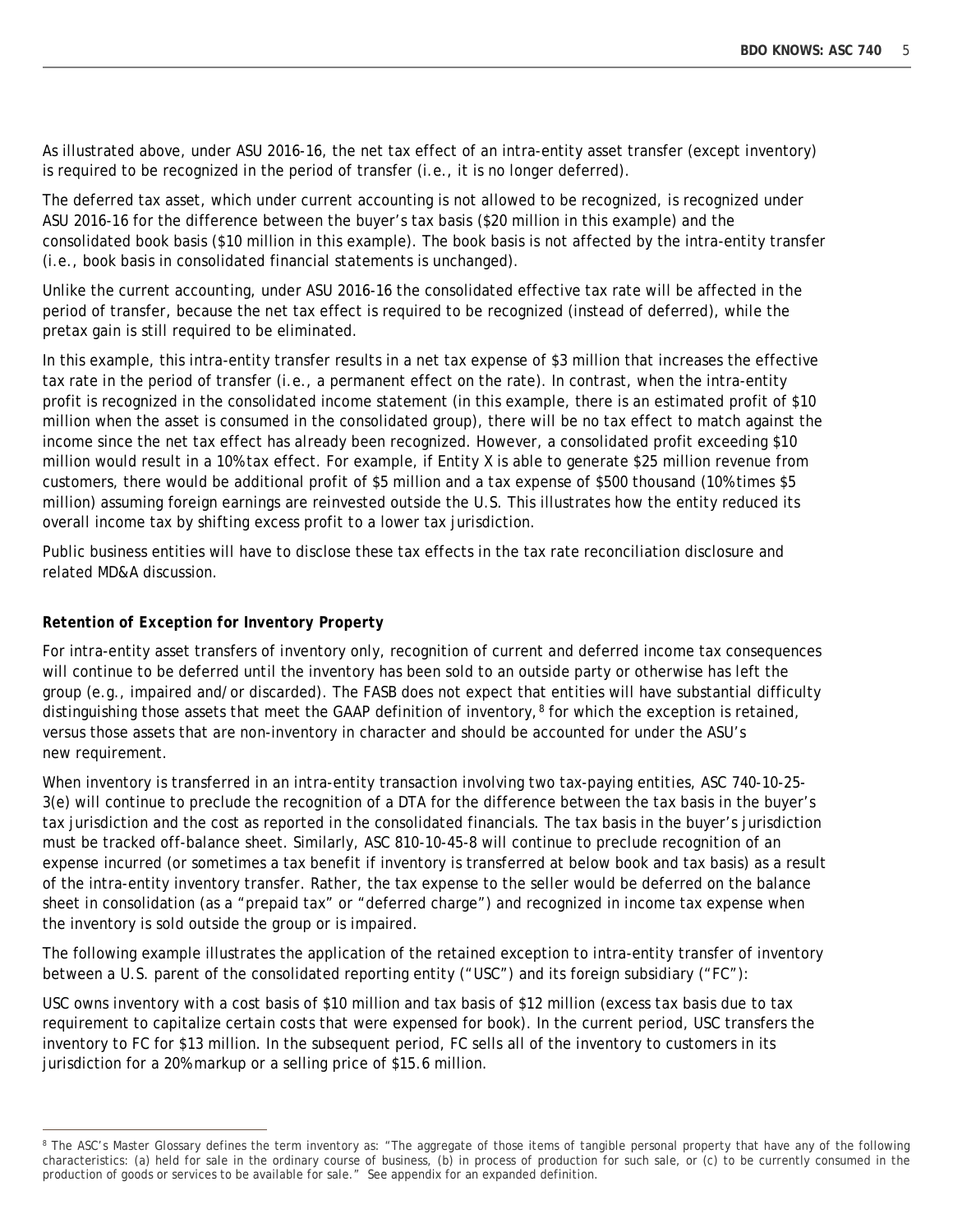As illustrated above, under ASU 2016-16, the net tax effect of an intra-entity asset transfer (except inventory) is required to be recognized in the period of transfer (i.e., it is no longer deferred).

The deferred tax asset, which under current accounting is not allowed to be recognized, is recognized under ASU 2016-16 for the difference between the buyer's tax basis ($20 million in this example) and the consolidated book basis ($10 million in this example). The book basis is not affected by the intra-entity transfer (i.e., book basis in consolidated financial statements is unchanged).

Unlike the current accounting, under ASU 2016-16 the consolidated effective tax rate will be affected in the period of transfer, because the net tax effect is required to be recognized (instead of deferred), while the pretax gain is still required to be eliminated.

In this example, this intra-entity transfer results in a net tax expense of $3 million that increases the effective tax rate in the period of transfer (i.e., a permanent effect on the rate). In contrast, when the intra-entity profit is recognized in the consolidated income statement (in this example, there is an estimated profit of $10 million when the asset is consumed in the consolidated group), there will be no tax effect to match against the income since the net tax effect has already been recognized. However, a consolidated profit exceeding $10 million would result in a 10% tax effect. For example, if Entity X is able to generate $25 million revenue from customers, there would be additional profit of $5 million and a tax expense of $500 thousand (10% times $5 million) assuming foreign earnings are reinvested outside the U.S. This illustrates how the entity reduced its overall income tax by shifting excess profit to a lower tax jurisdiction.

Public business entities will have to disclose these tax effects in the tax rate reconciliation disclosure and related MD&A discussion.

**Retention of Exception for Inventory Property**

For intra-entity asset transfers of inventory only, recognition of current and deferred income tax consequences will continue to be deferred until the inventory has been sold to an outside party or otherwise has left the group (e.g., impaired and/or discarded). The FASB does not expect that entities will have substantial difficulty distinguishing those assets that meet the GAAP definition of inventory,[8] for which the exception is retained, versus those assets that are non-inventory in character and should be accounted for under the ASU's new requirement.

When inventory is transferred in an intra-entity transaction involving two tax-paying entities, ASC 740-10-25-3(e) will continue to preclude the recognition of a DTA for the difference between the tax basis in the buyer's tax jurisdiction and the cost as reported in the consolidated financials. The tax basis in the buyer's jurisdiction must be tracked off-balance sheet. Similarly, ASC 810-10-45-8 will continue to preclude recognition of an expense incurred (or sometimes a tax benefit if inventory is transferred at below book and tax basis) as a result of the intra-entity inventory transfer. Rather, the tax expense to the seller would be deferred on the balance sheet in consolidation (as a "prepaid tax" or "deferred charge") and recognized in income tax expense when the inventory is sold outside the group or is impaired.

The following example illustrates the application of the retained exception to intra-entity transfer of inventory between a U.S. parent of the consolidated reporting entity ("USC") and its foreign subsidiary ("FC"):

USC owns inventory with a cost basis of $10 million and tax basis of $12 million (excess tax basis due to tax requirement to capitalize certain costs that were expensed for book). In the current period, USC transfers the inventory to FC for $13 million. In the subsequent period, FC sells all of the inventory to customers in its jurisdiction for a 20% markup or a selling price of $15.6 million.

---

[8] The ASC's Master Glossary defines the term inventory as: "The aggregate of those items of tangible personal property that have any of the following characteristics: (a) held for sale in the ordinary course of business, (b) in process of production for such sale, or (c) to be currently consumed in the production of goods or services to be available for sale." See appendix for an expanded definition.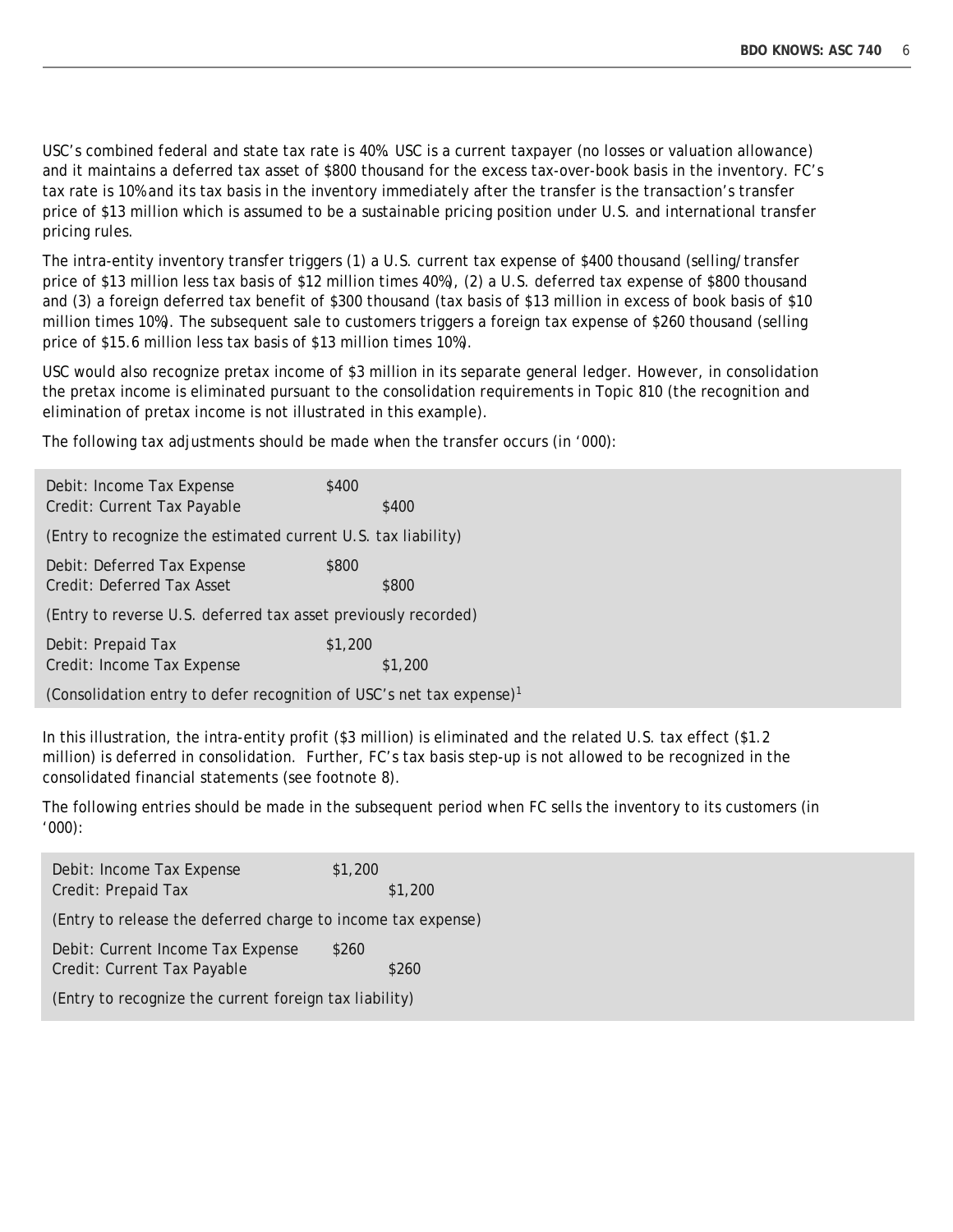USC's combined federal and state tax rate is 40%. USC is a current taxpayer (no losses or valuation allowance) and it maintains a deferred tax asset of $800 thousand for the excess tax-over-book basis in the inventory. FC's tax rate is 10% and its tax basis in the inventory immediately after the transfer is the transaction's transfer price of $13 million which is assumed to be a sustainable pricing position under U.S. and international transfer pricing rules.

The intra-entity inventory transfer triggers (1) a U.S. current tax expense of $400 thousand (selling/transfer price of $13 million less tax basis of $12 million times 40%), (2) a U.S. deferred tax expense of $800 thousand and (3) a foreign deferred tax benefit of $300 thousand (tax basis of $13 million in excess of book basis of $10 million times 10%). The subsequent sale to customers triggers a foreign tax expense of $260 thousand (selling price of $15.6 million less tax basis of $13 million times 10%).

USC would also recognize pretax income of $3 million in its separate general ledger. However, in consolidation the pretax income is eliminated pursuant to the consolidation requirements in Topic 810 (the recognition and elimination of pretax income is not illustrated in this example).

The following tax adjustments should be made when the transfer occurs (in '000):

| | | |
|---|---|---|
| Debit: Income Tax Expense | $400 | |
| Credit: Current Tax Payable | | $400 |
| (Entry to recognize the estimated current U.S. tax liability) | | |
| Debit: Deferred Tax Expense | $800 | |
| Credit: Deferred Tax Asset | | $800 |
| (Entry to reverse U.S. deferred tax asset previously recorded) | | |
| Debit: Prepaid Tax | $1,200 | |
| Credit: Income Tax Expense | | $1,200 |
| (Consolidation entry to defer recognition of USC's net tax expense)[1] | | |

In this illustration, the intra-entity profit ($3 million) is eliminated and the related U.S. tax effect ($1.2 million) is deferred in consolidation. Further, FC's tax basis step-up is not allowed to be recognized in the consolidated financial statements (see footnote 8).

The following entries should be made in the subsequent period when FC sells the inventory to its customers (in '000):

| | | |
|---|---|---|
| Debit: Income Tax Expense | $1,200 | |
| Credit: Prepaid Tax | | $1,200 |
| (Entry to release the deferred charge to income tax expense) | | |
| Debit: Current Income Tax Expense | $260 | |
| Credit: Current Tax Payable | | $260 |
| (Entry to recognize the current foreign tax liability) | | |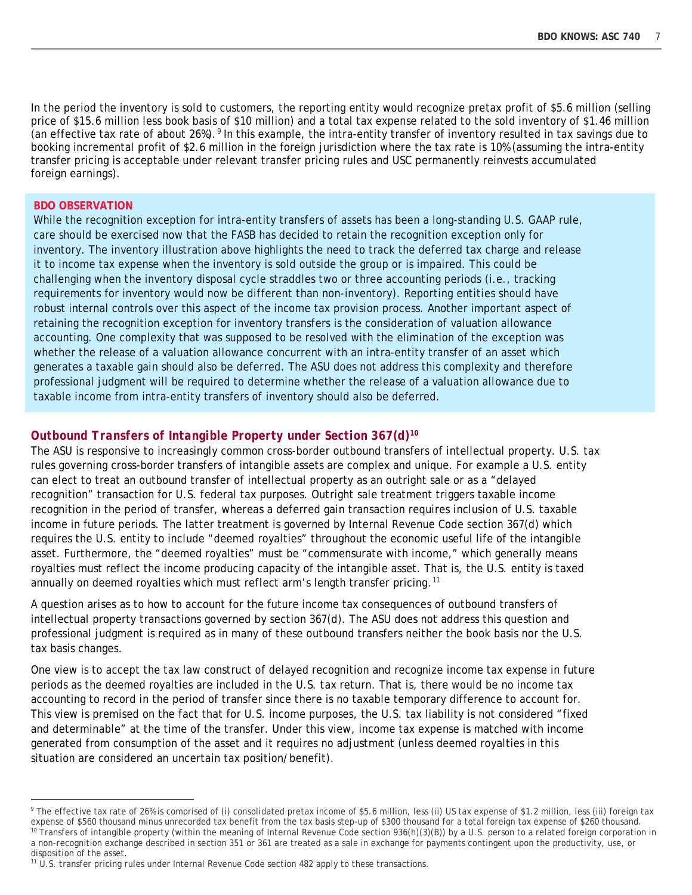In the period the inventory is sold to customers, the reporting entity would recognize pretax profit of $5.6 million (selling price of $15.6 million less book basis of $10 million) and a total tax expense related to the sold inventory of $1.46 million (an effective tax rate of about 26%).[9] In this example, the intra-entity transfer of inventory resulted in tax savings due to booking incremental profit of $2.6 million in the foreign jurisdiction where the tax rate is 10% (assuming the intra-entity transfer pricing is acceptable under relevant transfer pricing rules and USC permanently reinvests accumulated foreign earnings).

**BDO OBSERVATION**

While the recognition exception for intra-entity transfers of assets has been a long-standing U.S. GAAP rule, care should be exercised now that the FASB has decided to retain the recognition exception only for inventory. The inventory illustration above highlights the need to track the deferred tax charge and release it to income tax expense when the inventory is sold outside the group or is impaired. This could be challenging when the inventory disposal cycle straddles two or three accounting periods (i.e., tracking requirements for inventory would now be different than non-inventory). Reporting entities should have robust internal controls over this aspect of the income tax provision process. Another important aspect of retaining the recognition exception for inventory transfers is the consideration of valuation allowance accounting. One complexity that was supposed to be resolved with the elimination of the exception was whether the release of a valuation allowance concurrent with an intra-entity transfer of an asset which generates a taxable gain should also be deferred. The ASU does not address this complexity and therefore professional judgment will be required to determine whether the release of a valuation allowance due to taxable income from intra-entity transfers of inventory should also be deferred.

### *Outbound Transfers of Intangible Property under Section 367(d)*[10]

The ASU is responsive to increasingly common cross-border outbound transfers of intellectual property. U.S. tax rules governing cross-border transfers of intangible assets are complex and unique. For example a U.S. entity can elect to treat an outbound transfer of intellectual property as an outright sale or as a "delayed recognition" transaction for U.S. federal tax purposes. Outright sale treatment triggers taxable income recognition in the period of transfer, whereas a deferred gain transaction requires inclusion of U.S. taxable income in future periods. The latter treatment is governed by Internal Revenue Code section 367(d) which requires the U.S. entity to include "deemed royalties" throughout the economic useful life of the intangible asset. Furthermore, the "deemed royalties" must be "commensurate with income," which generally means royalties must reflect the income producing capacity of the intangible asset. That is, the U.S. entity is taxed annually on deemed royalties which must reflect arm's length transfer pricing.[11]

A question arises as to how to account for the future income tax consequences of outbound transfers of intellectual property transactions governed by section 367(d). The ASU does not address this question and professional judgment is required as in many of these outbound transfers neither the book basis nor the U.S. tax basis changes.

One view is to accept the tax law construct of delayed recognition and recognize income tax expense in future periods as the deemed royalties are included in the U.S. tax return. That is, there would be no income tax accounting to record in the period of transfer since there is no taxable temporary difference to account for. This view is premised on the fact that for U.S. income purposes, the U.S. tax liability is not considered "fixed and determinable" at the time of the transfer. Under this view, income tax expense is matched with income generated from consumption of the asset and it requires no adjustment (unless deemed royalties in this situation are considered an uncertain tax position/benefit).

---

[9] The effective tax rate of 26% is comprised of (i) consolidated pretax income of $5.6 million, less (ii) US tax expense of $1.2 million, less (iii) foreign tax expense of $560 thousand minus unrecorded tax benefit from the tax basis step-up of $300 thousand for a total foreign tax expense of $260 thousand.

[10] Transfers of intangible property (within the meaning of Internal Revenue Code section 936(h)(3)(B)) by a U.S. person to a related foreign corporation in a non-recognition exchange described in section 351 or 361 are treated as a sale in exchange for payments contingent upon the productivity, use, or disposition of the asset.

[11] U.S. transfer pricing rules under Internal Revenue Code section 482 apply to these transactions.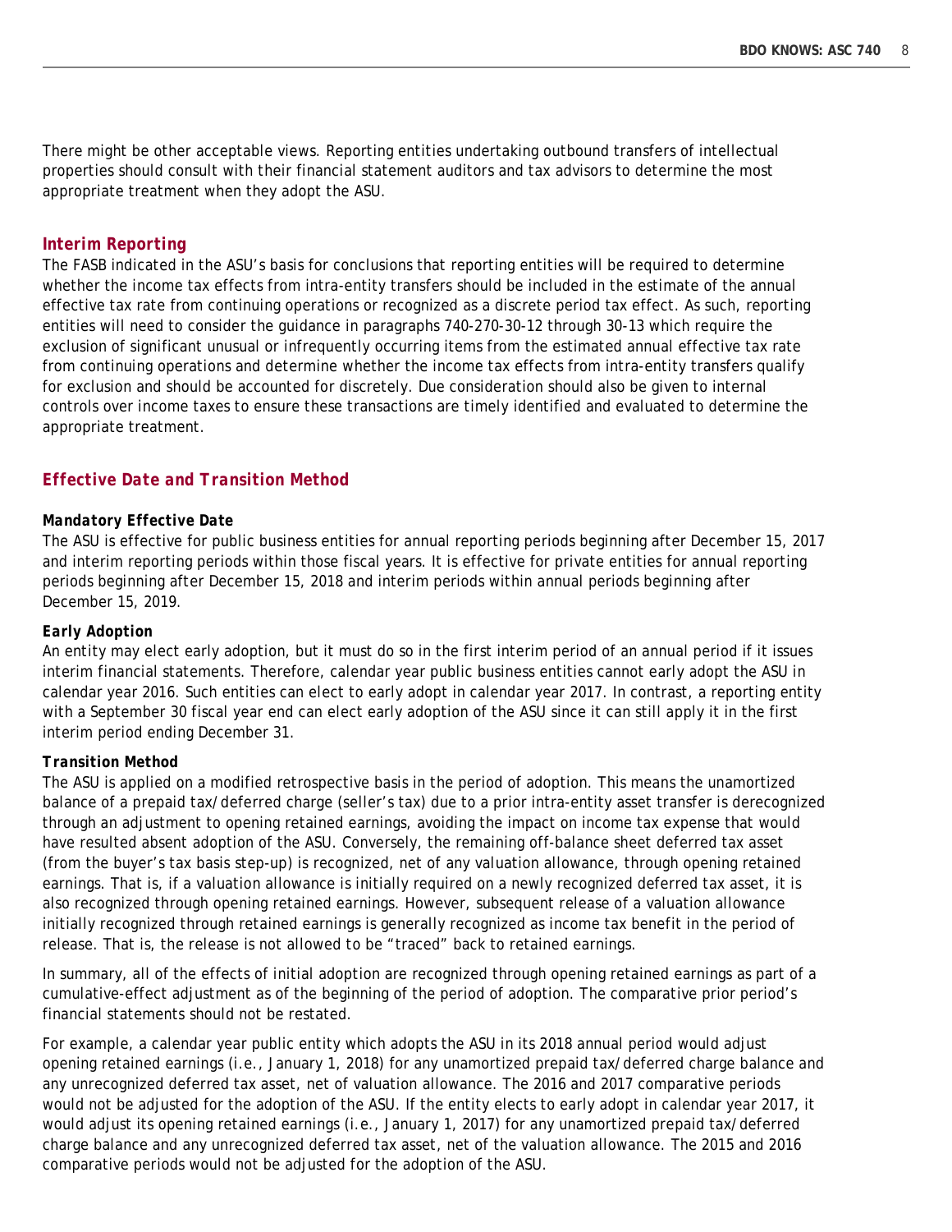There might be other acceptable views. Reporting entities undertaking outbound transfers of intellectual properties should consult with their financial statement auditors and tax advisors to determine the most appropriate treatment when they adopt the ASU.

### *Interim Reporting*

The FASB indicated in the ASU's basis for conclusions that reporting entities will be required to determine whether the income tax effects from intra-entity transfers should be included in the estimate of the annual effective tax rate from continuing operations or recognized as a discrete period tax effect. As such, reporting entities will need to consider the guidance in paragraphs 740-270-30-12 through 30-13 which require the exclusion of significant unusual or infrequently occurring items from the estimated annual effective tax rate from continuing operations and determine whether the income tax effects from intra-entity transfers qualify for exclusion and should be accounted for discretely. Due consideration should also be given to internal controls over income taxes to ensure these transactions are timely identified and evaluated to determine the appropriate treatment.

## *Effective Date and Transition Method*

#### *Mandatory Effective Date*

The ASU is effective for public business entities for annual reporting periods beginning after December 15, 2017 and interim reporting periods within those fiscal years. It is effective for private entities for annual reporting periods beginning after December 15, 2018 and interim periods within annual periods beginning after December 15, 2019.

#### *Early Adoption*

An entity may elect early adoption, but it must do so in the first interim period of an annual period if it issues interim financial statements. Therefore, calendar year public business entities cannot early adopt the ASU in calendar year 2016. Such entities can elect to early adopt in calendar year 2017. In contrast, a reporting entity with a September 30 fiscal year end can elect early adoption of the ASU since it can still apply it in the first interim period ending December 31.

#### *Transition Method*

The ASU is applied on a modified retrospective basis in the period of adoption. This means the unamortized balance of a prepaid tax/deferred charge (seller's tax) due to a prior intra-entity asset transfer is derecognized through an adjustment to opening retained earnings, avoiding the impact on income tax expense that would have resulted absent adoption of the ASU. Conversely, the remaining off-balance sheet deferred tax asset (from the buyer's tax basis step-up) is recognized, net of any valuation allowance, through opening retained earnings. That is, if a valuation allowance is initially required on a newly recognized deferred tax asset, it is also recognized through opening retained earnings. However, subsequent release of a valuation allowance initially recognized through retained earnings is generally recognized as income tax benefit in the period of release. That is, the release is not allowed to be "traced" back to retained earnings.

In summary, all of the effects of initial adoption are recognized through opening retained earnings as part of a cumulative-effect adjustment as of the beginning of the period of adoption. The comparative prior period's financial statements should not be restated.

For example, a calendar year public entity which adopts the ASU in its 2018 annual period would adjust opening retained earnings (i.e., January 1, 2018) for any unamortized prepaid tax/deferred charge balance and any unrecognized deferred tax asset, net of valuation allowance. The 2016 and 2017 comparative periods would not be adjusted for the adoption of the ASU. If the entity elects to early adopt in calendar year 2017, it would adjust its opening retained earnings (i.e., January 1, 2017) for any unamortized prepaid tax/deferred charge balance and any unrecognized deferred tax asset, net of the valuation allowance. The 2015 and 2016 comparative periods would not be adjusted for the adoption of the ASU.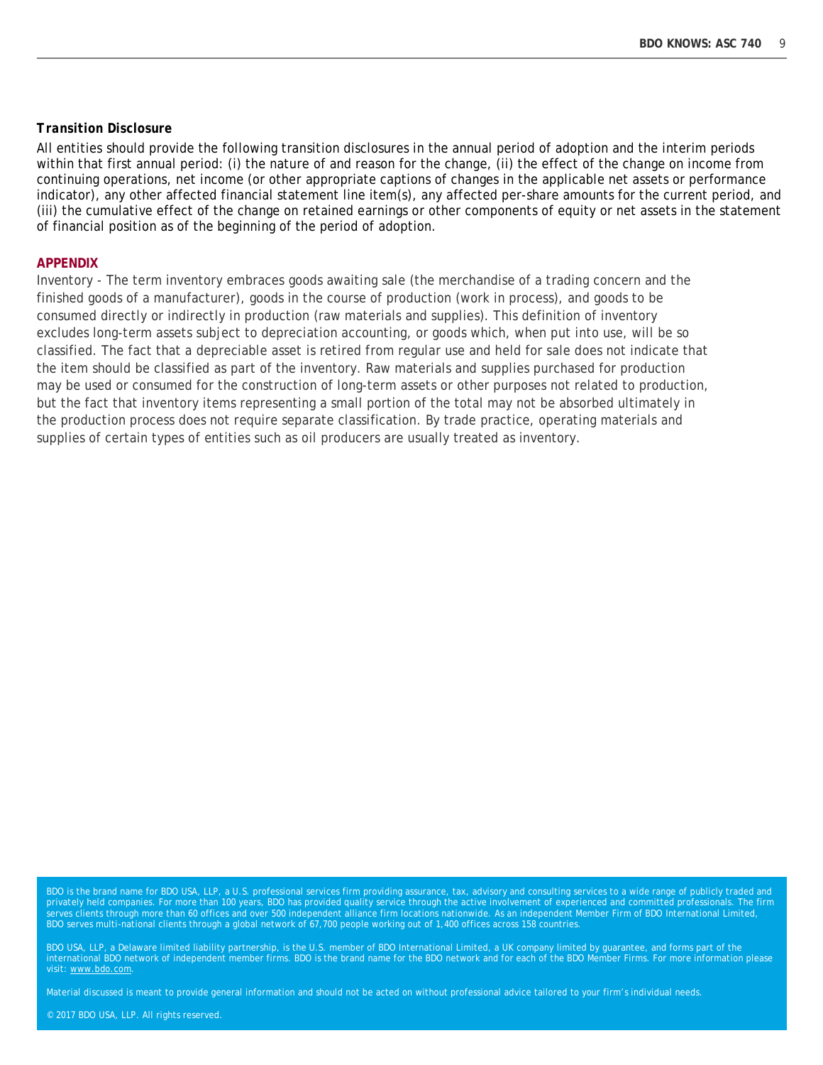***Transition Disclosure***

All entities should provide the following transition disclosures in the annual period of adoption and the interim periods within that first annual period: (i) the nature of and reason for the change, (ii) the effect of the change on income from continuing operations, net income (or other appropriate captions of changes in the applicable net assets or performance indicator), any other affected financial statement line item(s), any affected per-share amounts for the current period, and (iii) the cumulative effect of the change on retained earnings or other components of equity or net assets in the statement of financial position as of the beginning of the period of adoption.

## APPENDIX

Inventory - The term inventory embraces goods awaiting sale (the merchandise of a trading concern and the finished goods of a manufacturer), goods in the course of production (work in process), and goods to be consumed directly or indirectly in production (raw materials and supplies). This definition of inventory excludes long-term assets subject to depreciation accounting, or goods which, when put into use, will be so classified. The fact that a depreciable asset is retired from regular use and held for sale does not indicate that the item should be classified as part of the inventory. Raw materials and supplies purchased for production may be used or consumed for the construction of long-term assets or other purposes not related to production, but the fact that inventory items representing a small portion of the total may not be absorbed ultimately in the production process does not require separate classification. By trade practice, operating materials and supplies of certain types of entities such as oil producers are usually treated as inventory.

BDO is the brand name for BDO USA, LLP, a U.S. professional services firm providing assurance, tax, advisory and consulting services to a wide range of publicly traded and privately held companies. For more than 100 years, BDO has provided quality service through the active involvement of experienced and committed professionals. The firm serves clients through more than 60 offices and over 500 independent alliance firm locations nationwide. As an independent Member Firm of BDO International Limited, BDO serves multi-national clients through a global network of 67,700 people working out of 1,400 offices across 158 countries.

BDO USA, LLP, a Delaware limited liability partnership, is the U.S. member of BDO International Limited, a UK company limited by guarantee, and forms part of the international BDO network of independent member firms. BDO is the brand name for the BDO network and for each of the BDO Member Firms. For more information please visit: www.bdo.com.

Material discussed is meant to provide general information and should not be acted on without professional advice tailored to your firm's individual needs.

© 2017 BDO USA, LLP. All rights reserved.